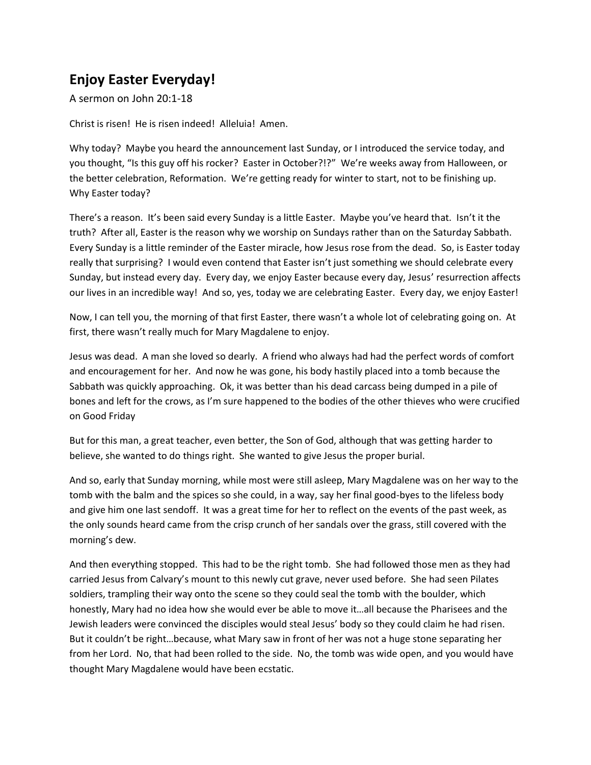# Enjoy Easter Everyday!

A sermon on John 20:1-18

Christ is risen! He is risen indeed! Alleluia! Amen.

Why today? Maybe you heard the announcement last Sunday, or I introduced the service today, and you thought, "Is this guy off his rocker? Easter in October?!?" We're weeks away from Halloween, or the better celebration, Reformation. We're getting ready for winter to start, not to be finishing up. Why Easter today?

There's a reason. It's been said every Sunday is a little Easter. Maybe you've heard that. Isn't it the truth? After all, Easter is the reason why we worship on Sundays rather than on the Saturday Sabbath. Every Sunday is a little reminder of the Easter miracle, how Jesus rose from the dead. So, is Easter today really that surprising? I would even contend that Easter isn't just something we should celebrate every Sunday, but instead every day. Every day, we enjoy Easter because every day, Jesus' resurrection affects our lives in an incredible way! And so, yes, today we are celebrating Easter. Every day, we enjoy Easter!

Now, I can tell you, the morning of that first Easter, there wasn't a whole lot of celebrating going on. At first, there wasn't really much for Mary Magdalene to enjoy.

Jesus was dead. A man she loved so dearly. A friend who always had had the perfect words of comfort and encouragement for her. And now he was gone, his body hastily placed into a tomb because the Sabbath was quickly approaching. Ok, it was better than his dead carcass being dumped in a pile of bones and left for the crows, as I'm sure happened to the bodies of the other thieves who were crucified on Good Friday

But for this man, a great teacher, even better, the Son of God, although that was getting harder to believe, she wanted to do things right. She wanted to give Jesus the proper burial.

And so, early that Sunday morning, while most were still asleep, Mary Magdalene was on her way to the tomb with the balm and the spices so she could, in a way, say her final good-byes to the lifeless body and give him one last sendoff. It was a great time for her to reflect on the events of the past week, as the only sounds heard came from the crisp crunch of her sandals over the grass, still covered with the morning's dew.

And then everything stopped. This had to be the right tomb. She had followed those men as they had carried Jesus from Calvary's mount to this newly cut grave, never used before. She had seen Pilates soldiers, trampling their way onto the scene so they could seal the tomb with the boulder, which honestly, Mary had no idea how she would ever be able to move it…all because the Pharisees and the Jewish leaders were convinced the disciples would steal Jesus' body so they could claim he had risen. But it couldn't be right…because, what Mary saw in front of her was not a huge stone separating her from her Lord. No, that had been rolled to the side. No, the tomb was wide open, and you would have thought Mary Magdalene would have been ecstatic.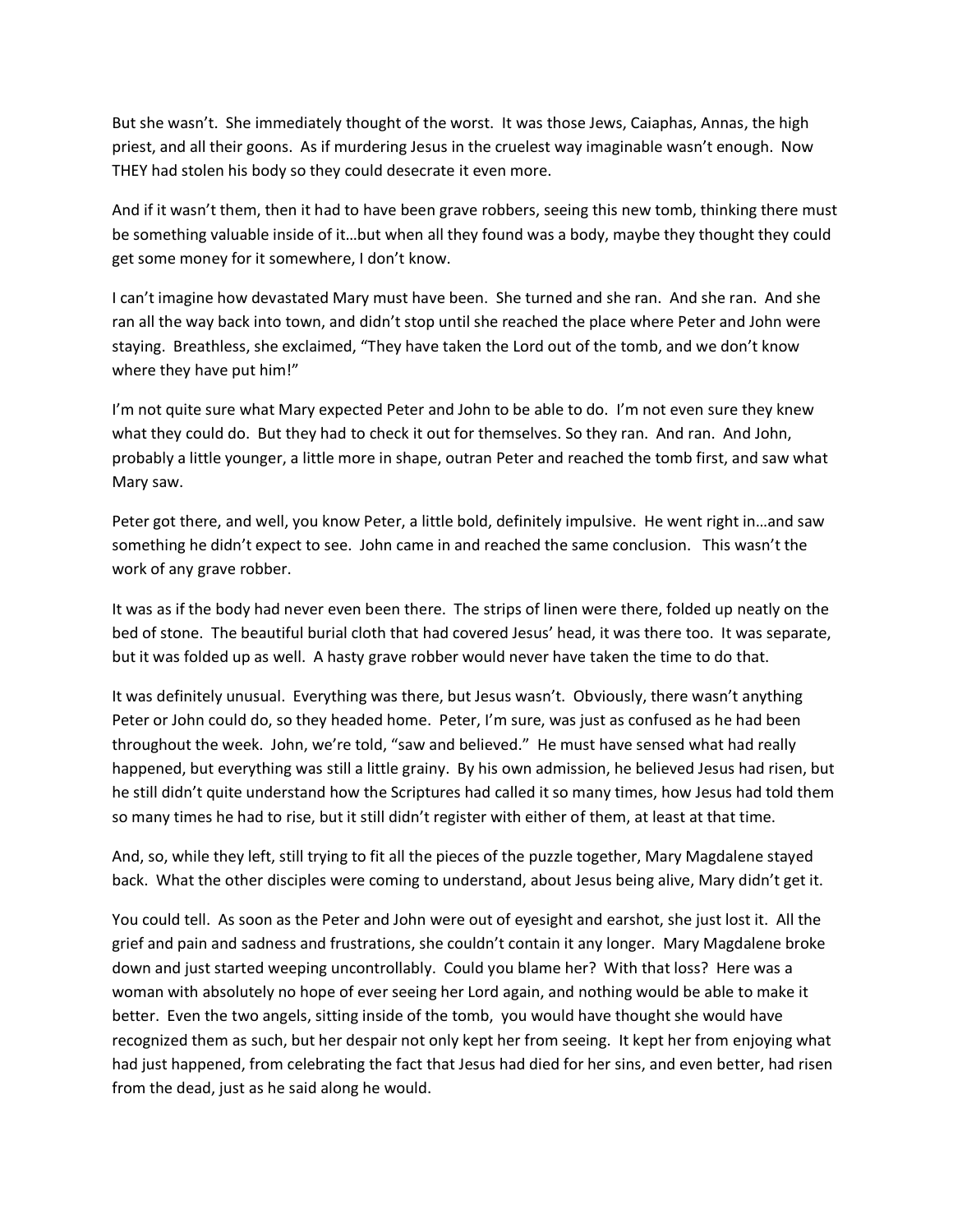But she wasn't. She immediately thought of the worst. It was those Jews, Caiaphas, Annas, the high priest, and all their goons. As if murdering Jesus in the cruelest way imaginable wasn't enough. Now THEY had stolen his body so they could desecrate it even more.

And if it wasn't them, then it had to have been grave robbers, seeing this new tomb, thinking there must be something valuable inside of it…but when all they found was a body, maybe they thought they could get some money for it somewhere, I don't know.

I can't imagine how devastated Mary must have been. She turned and she ran. And she ran. And she ran all the way back into town, and didn't stop until she reached the place where Peter and John were staying. Breathless, she exclaimed, "They have taken the Lord out of the tomb, and we don't know where they have put him!"

I'm not quite sure what Mary expected Peter and John to be able to do. I'm not even sure they knew what they could do. But they had to check it out for themselves. So they ran. And ran. And John, probably a little younger, a little more in shape, outran Peter and reached the tomb first, and saw what Mary saw.

Peter got there, and well, you know Peter, a little bold, definitely impulsive. He went right in…and saw something he didn't expect to see. John came in and reached the same conclusion. This wasn't the work of any grave robber.

It was as if the body had never even been there. The strips of linen were there, folded up neatly on the bed of stone. The beautiful burial cloth that had covered Jesus' head, it was there too. It was separate, but it was folded up as well. A hasty grave robber would never have taken the time to do that.

It was definitely unusual. Everything was there, but Jesus wasn't. Obviously, there wasn't anything Peter or John could do, so they headed home. Peter, I'm sure, was just as confused as he had been throughout the week. John, we're told, "saw and believed." He must have sensed what had really happened, but everything was still a little grainy. By his own admission, he believed Jesus had risen, but he still didn't quite understand how the Scriptures had called it so many times, how Jesus had told them so many times he had to rise, but it still didn't register with either of them, at least at that time.

And, so, while they left, still trying to fit all the pieces of the puzzle together, Mary Magdalene stayed back. What the other disciples were coming to understand, about Jesus being alive, Mary didn't get it.

You could tell. As soon as the Peter and John were out of eyesight and earshot, she just lost it. All the grief and pain and sadness and frustrations, she couldn't contain it any longer. Mary Magdalene broke down and just started weeping uncontrollably. Could you blame her? With that loss? Here was a woman with absolutely no hope of ever seeing her Lord again, and nothing would be able to make it better. Even the two angels, sitting inside of the tomb, you would have thought she would have recognized them as such, but her despair not only kept her from seeing. It kept her from enjoying what had just happened, from celebrating the fact that Jesus had died for her sins, and even better, had risen from the dead, just as he said along he would.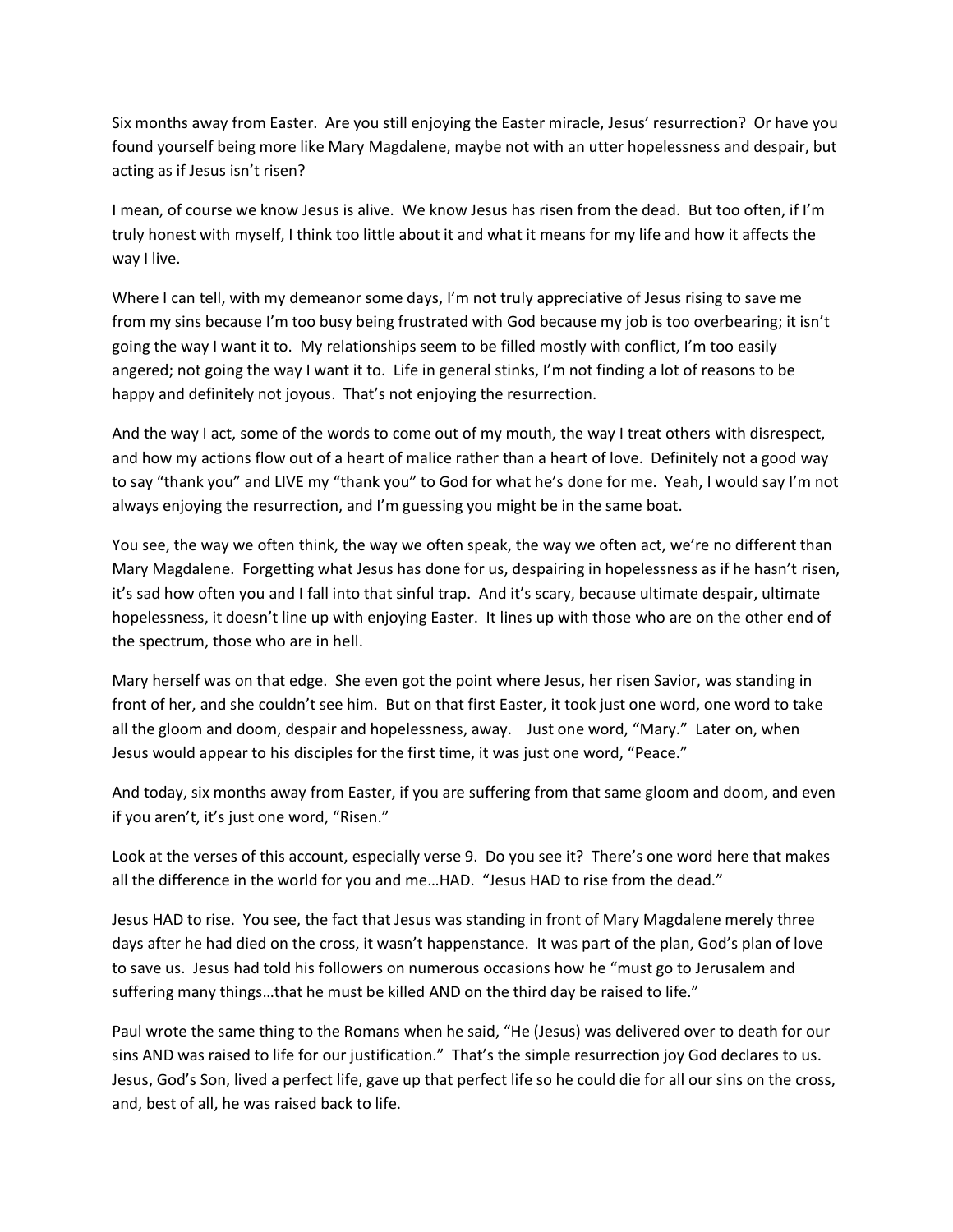Six months away from Easter. Are you still enjoying the Easter miracle, Jesus' resurrection? Or have you found yourself being more like Mary Magdalene, maybe not with an utter hopelessness and despair, but acting as if Jesus isn't risen?

I mean, of course we know Jesus is alive. We know Jesus has risen from the dead. But too often, if I'm truly honest with myself, I think too little about it and what it means for my life and how it affects the way I live.

Where I can tell, with my demeanor some days, I'm not truly appreciative of Jesus rising to save me from my sins because I'm too busy being frustrated with God because my job is too overbearing; it isn't going the way I want it to. My relationships seem to be filled mostly with conflict, I'm too easily angered; not going the way I want it to. Life in general stinks, I'm not finding a lot of reasons to be happy and definitely not joyous. That's not enjoying the resurrection.

And the way I act, some of the words to come out of my mouth, the way I treat others with disrespect, and how my actions flow out of a heart of malice rather than a heart of love. Definitely not a good way to say "thank you" and LIVE my "thank you" to God for what he's done for me. Yeah, I would say I'm not always enjoying the resurrection, and I'm guessing you might be in the same boat.

You see, the way we often think, the way we often speak, the way we often act, we're no different than Mary Magdalene. Forgetting what Jesus has done for us, despairing in hopelessness as if he hasn't risen, it's sad how often you and I fall into that sinful trap. And it's scary, because ultimate despair, ultimate hopelessness, it doesn't line up with enjoying Easter. It lines up with those who are on the other end of the spectrum, those who are in hell.

Mary herself was on that edge. She even got the point where Jesus, her risen Savior, was standing in front of her, and she couldn't see him. But on that first Easter, it took just one word, one word to take all the gloom and doom, despair and hopelessness, away. Just one word, "Mary." Later on, when Jesus would appear to his disciples for the first time, it was just one word, "Peace."

And today, six months away from Easter, if you are suffering from that same gloom and doom, and even if you aren't, it's just one word, "Risen."

Look at the verses of this account, especially verse 9. Do you see it? There's one word here that makes all the difference in the world for you and me…HAD. "Jesus HAD to rise from the dead."

Jesus HAD to rise. You see, the fact that Jesus was standing in front of Mary Magdalene merely three days after he had died on the cross, it wasn't happenstance. It was part of the plan, God's plan of love to save us. Jesus had told his followers on numerous occasions how he "must go to Jerusalem and suffering many things…that he must be killed AND on the third day be raised to life."

Paul wrote the same thing to the Romans when he said, "He (Jesus) was delivered over to death for our sins AND was raised to life for our justification." That's the simple resurrection joy God declares to us. Jesus, God's Son, lived a perfect life, gave up that perfect life so he could die for all our sins on the cross, and, best of all, he was raised back to life.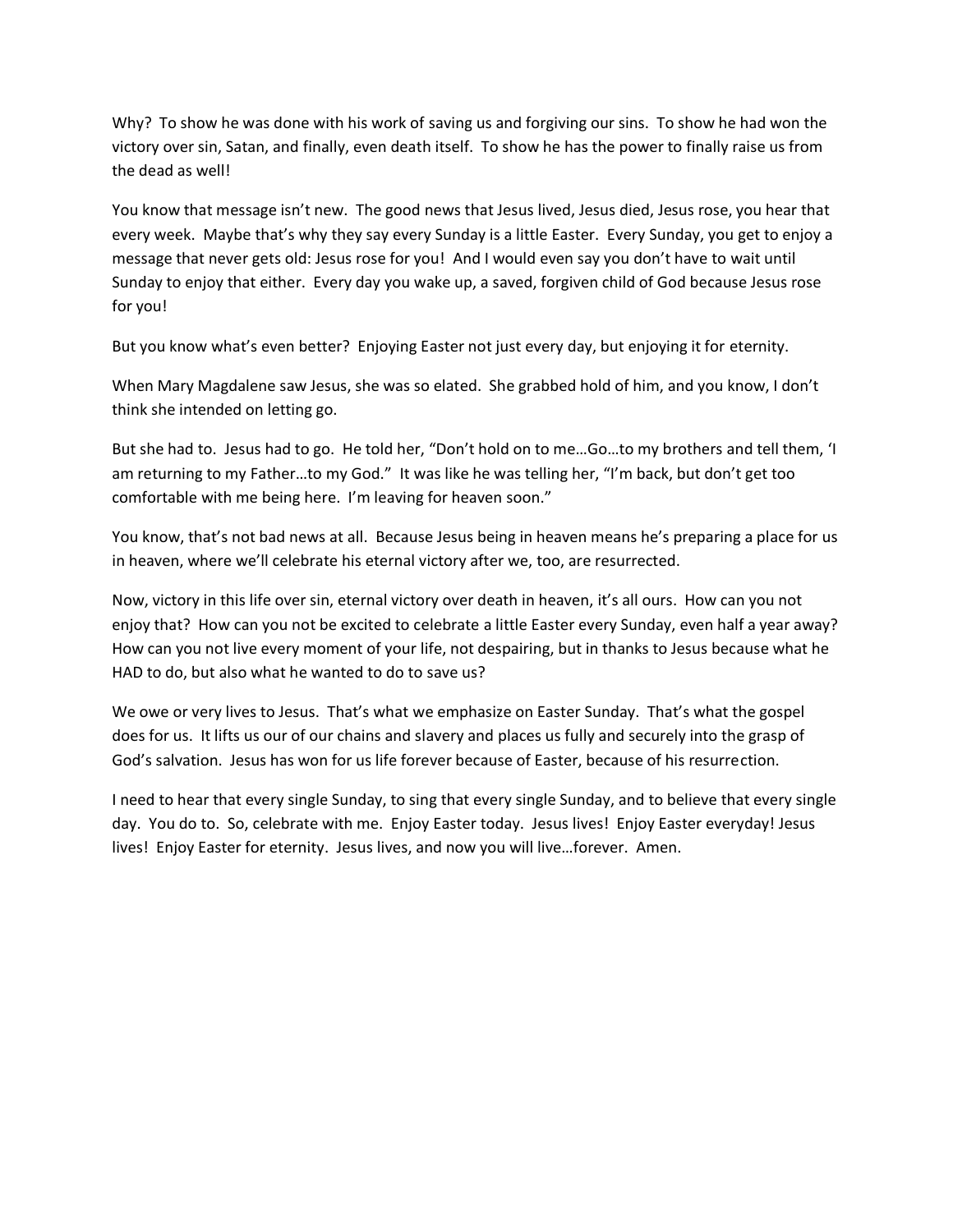Why? To show he was done with his work of saving us and forgiving our sins. To show he had won the victory over sin, Satan, and finally, even death itself. To show he has the power to finally raise us from the dead as well!

You know that message isn't new. The good news that Jesus lived, Jesus died, Jesus rose, you hear that every week. Maybe that's why they say every Sunday is a little Easter. Every Sunday, you get to enjoy a message that never gets old: Jesus rose for you! And I would even say you don't have to wait until Sunday to enjoy that either. Every day you wake up, a saved, forgiven child of God because Jesus rose for you!

But you know what's even better? Enjoying Easter not just every day, but enjoying it for eternity.

When Mary Magdalene saw Jesus, she was so elated. She grabbed hold of him, and you know, I don't think she intended on letting go.

But she had to. Jesus had to go. He told her, "Don't hold on to me…Go…to my brothers and tell them, 'I am returning to my Father…to my God." It was like he was telling her, "I'm back, but don't get too comfortable with me being here. I'm leaving for heaven soon."

You know, that's not bad news at all. Because Jesus being in heaven means he's preparing a place for us in heaven, where we'll celebrate his eternal victory after we, too, are resurrected.

Now, victory in this life over sin, eternal victory over death in heaven, it's all ours. How can you not enjoy that? How can you not be excited to celebrate a little Easter every Sunday, even half a year away? How can you not live every moment of your life, not despairing, but in thanks to Jesus because what he HAD to do, but also what he wanted to do to save us?

We owe or very lives to Jesus. That's what we emphasize on Easter Sunday. That's what the gospel does for us. It lifts us our of our chains and slavery and places us fully and securely into the grasp of God's salvation. Jesus has won for us life forever because of Easter, because of his resurrection.

I need to hear that every single Sunday, to sing that every single Sunday, and to believe that every single day. You do to. So, celebrate with me. Enjoy Easter today. Jesus lives! Enjoy Easter everyday! Jesus lives! Enjoy Easter for eternity. Jesus lives, and now you will live…forever. Amen.